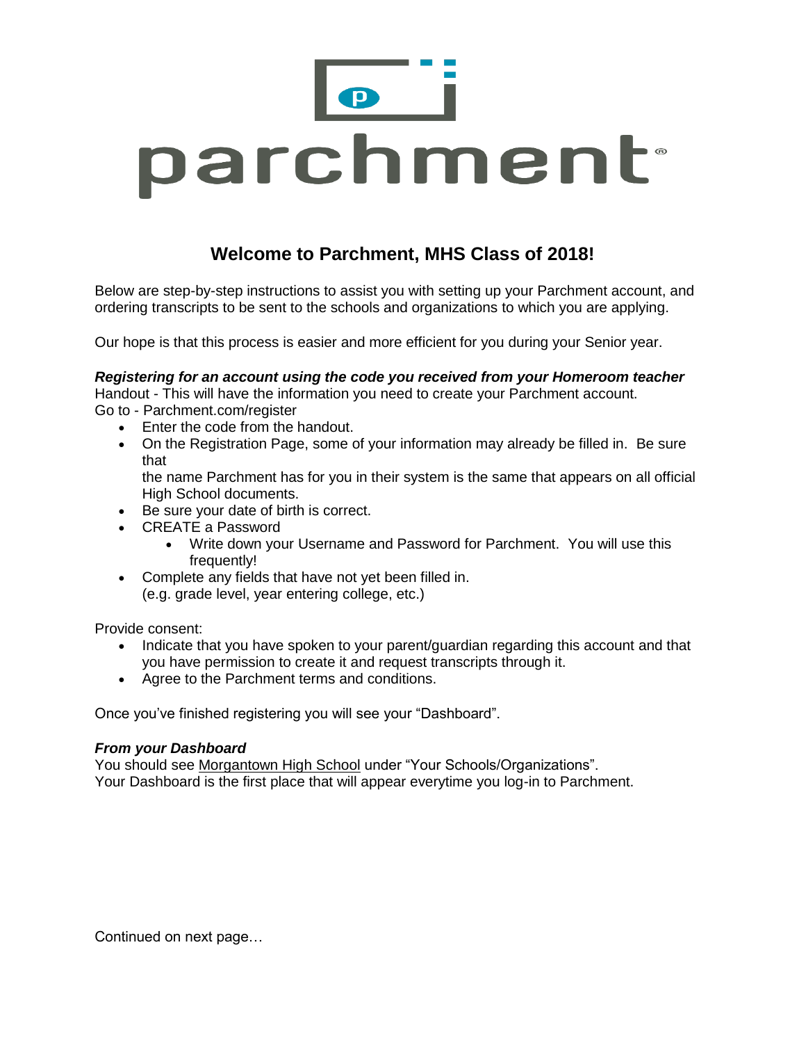parchment®

# Welcome to Parchment, MHS Class of 2018!

Below are step-by-step instructions to assist you with setting up your Parchment account, and ordering transcripts to be sent to the schools and organizations to which you are applying.

Our hope is that this process is easier and more efficient for you during your Senior year.

***Registering for an account using the code you received from your Homeroom teacher***

Handout - This will have the information you need to create your Parchment account.

Go to - Parchment.com/register

- Enter the code from the handout.
- On the Registration Page, some of your information may already be filled in. Be sure that the name Parchment has for you in their system is the same that appears on all official High School documents.
- Be sure your date of birth is correct.
- CREATE a Password
    - Write down your Username and Password for Parchment. You will use this frequently!
- Complete any fields that have not yet been filled in. (e.g. grade level, year entering college, etc.)

Provide consent:

- Indicate that you have spoken to your parent/guardian regarding this account and that you have permission to create it and request transcripts through it.
- Agree to the Parchment terms and conditions.

Once you've finished registering you will see your "Dashboard".

***From your Dashboard***

You should see Morgantown High School under "Your Schools/Organizations".
Your Dashboard is the first place that will appear everytime you log-in to Parchment.

Continued on next page…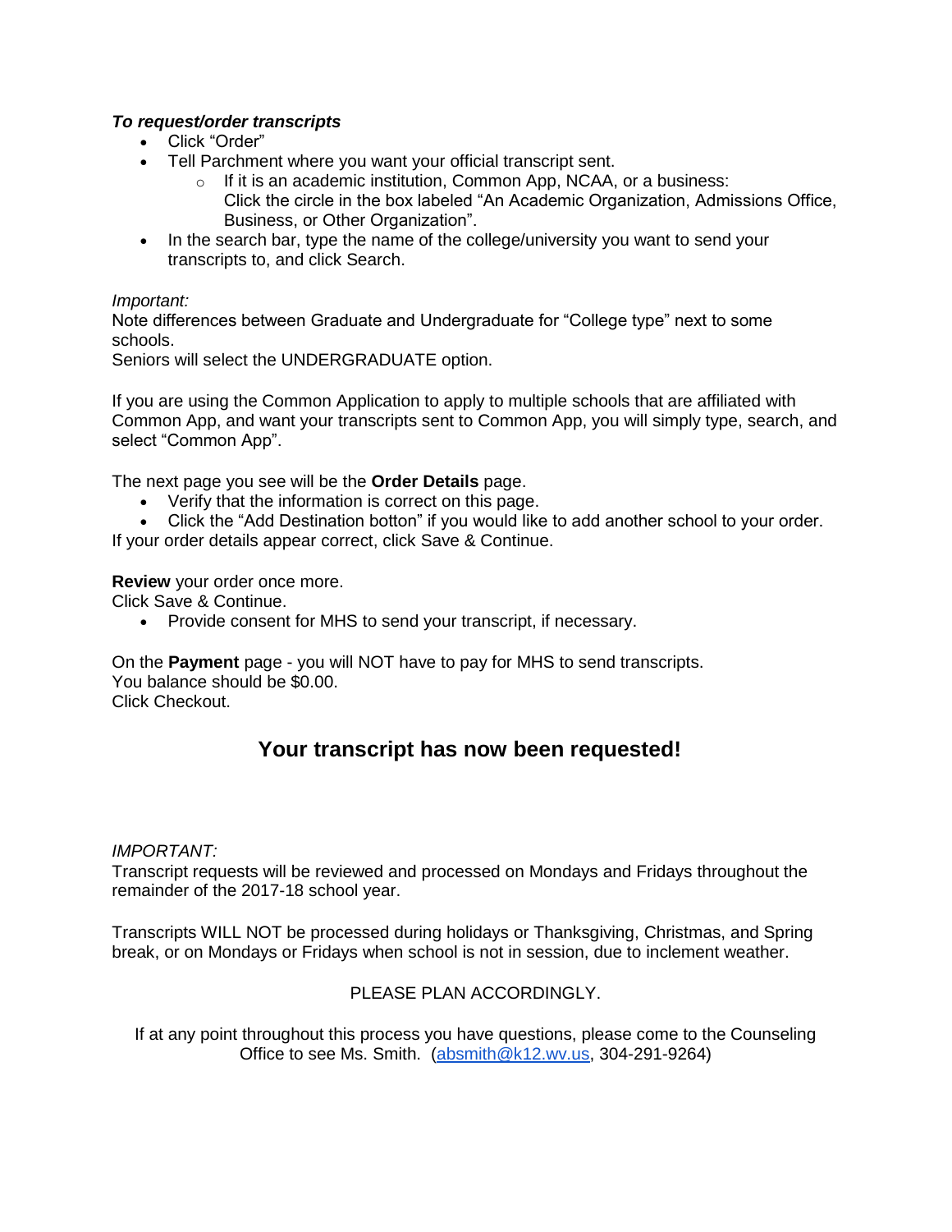***To request/order transcripts***

- Click "Order"
- Tell Parchment where you want your official transcript sent.
  - If it is an academic institution, Common App, NCAA, or a business: Click the circle in the box labeled "An Academic Organization, Admissions Office, Business, or Other Organization".
- In the search bar, type the name of the college/university you want to send your transcripts to, and click Search.

*Important:*
Note differences between Graduate and Undergraduate for "College type" next to some schools.
Seniors will select the UNDERGRADUATE option.

If you are using the Common Application to apply to multiple schools that are affiliated with Common App, and want your transcripts sent to Common App, you will simply type, search, and select "Common App".

The next page you see will be the **Order Details** page.

- Verify that the information is correct on this page.
- Click the "Add Destination botton" if you would like to add another school to your order.

If your order details appear correct, click Save & Continue.

**Review** your order once more.
Click Save & Continue.

- Provide consent for MHS to send your transcript, if necessary.

On the **Payment** page - you will NOT have to pay for MHS to send transcripts.
You balance should be $0.00.
Click Checkout.

## Your transcript has now been requested!

*IMPORTANT:*
Transcript requests will be reviewed and processed on Mondays and Fridays throughout the remainder of the 2017-18 school year.

Transcripts WILL NOT be processed during holidays or Thanksgiving, Christmas, and Spring break, or on Mondays or Fridays when school is not in session, due to inclement weather.

PLEASE PLAN ACCORDINGLY.

If at any point throughout this process you have questions, please come to the Counseling Office to see Ms. Smith. (absmith@k12.wv.us, 304-291-9264)